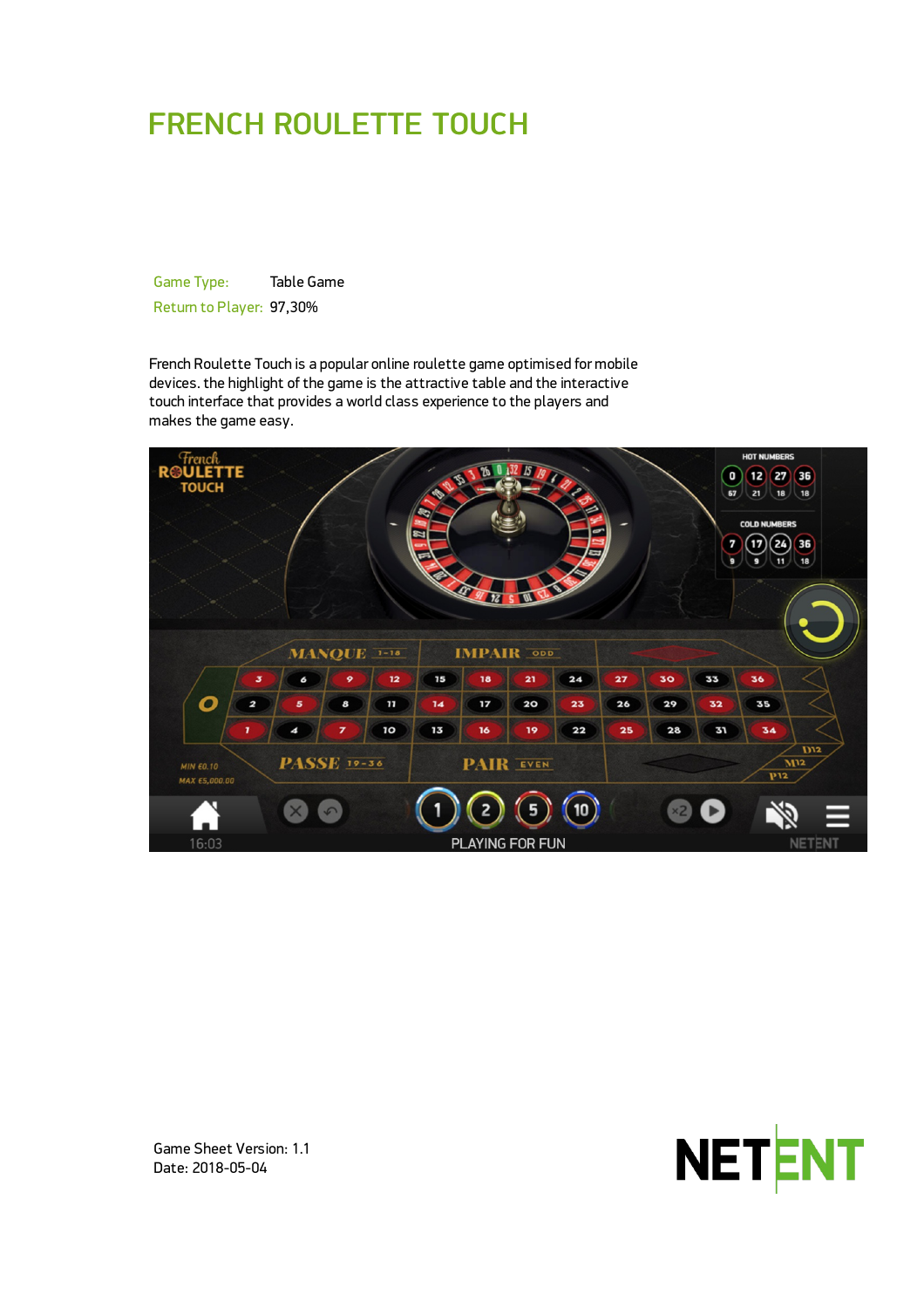# FRENCH ROULETTE TOUCH

| | |
|---|---|
| Game Type: | Table Game |
| Return to Player: | 97,30% |

French Roulette Touch is a popular online roulette game optimised for mobile devices. the highlight of the game is the attractive table and the interactive touch interface that provides a world class experience to the players and makes the game easy.

Game Sheet Version: 1.1
Date: 2018-05-04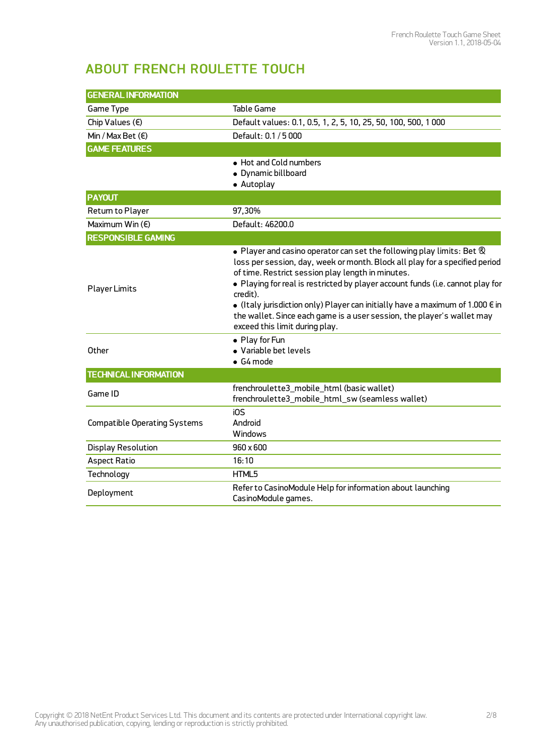# ABOUT FRENCH ROULETTE TOUCH

| GENERAL INFORMATION | |
|---|---|
| Game Type | Table Game |
| Chip Values (€) | Default values: 0.1, 0.5, 1, 2, 5, 10, 25, 50, 100, 500, 1 000 |
| Min / Max Bet (€) | Default: 0.1 / 5 000 |
| **GAME FEATURES** | |
| | • Hot and Cold numbers<br>• Dynamic billboard<br>• Autoplay |
| **PAYOUT** | |
| Return to Player | 97,30% |
| Maximum Win (€) | Default: 46200.0 |
| **RESPONSIBLE GAMING** | |
| Player Limits | • Player and casino operator can set the following play limits: Bet & loss per session, day, week or month. Block all play for a specified period of time. Restrict session play length in minutes.<br>• Playing for real is restricted by player account funds (i.e. cannot play for credit).<br>• (Italy jurisdiction only) Player can initially have a maximum of 1.000 € in the wallet. Since each game is a user session, the player's wallet may exceed this limit during play. |
| Other | • Play for Fun<br>• Variable bet levels<br>• G4 mode |
| **TECHNICAL INFORMATION** | |
| Game ID | frenchroulette3_mobile_html (basic wallet)<br>frenchroulette3_mobile_html_sw (seamless wallet) |
| Compatible Operating Systems | iOS<br>Android<br>Windows |
| Display Resolution | 960 x 600 |
| Aspect Ratio | 16:10 |
| Technology | HTML5 |
| Deployment | Refer to CasinoModule Help for information about launching CasinoModule games. |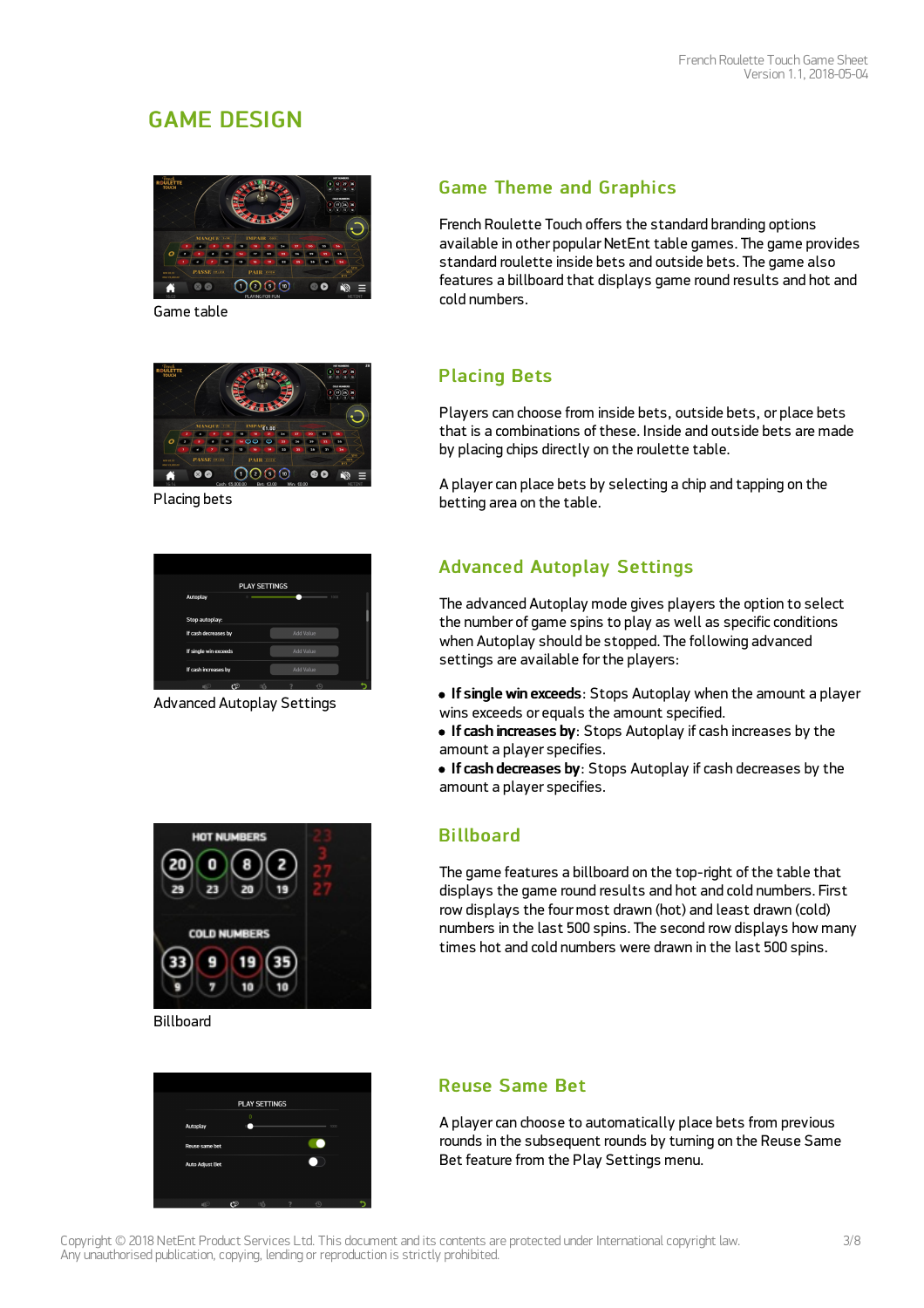# GAME DESIGN

Game table

## Game Theme and Graphics

French Roulette Touch offers the standard branding options available in other popular NetEnt table games. The game provides standard roulette inside bets and outside bets. The game also features a billboard that displays game round results and hot and cold numbers.

Placing bets

## Placing Bets

Players can choose from inside bets, outside bets, or place bets that is a combinations of these. Inside and outside bets are made by placing chips directly on the roulette table.

A player can place bets by selecting a chip and tapping on the betting area on the table.

Advanced Autoplay Settings

## Advanced Autoplay Settings

The advanced Autoplay mode gives players the option to select the number of game spins to play as well as specific conditions when Autoplay should be stopped. The following advanced settings are available for the players:

- **If single win exceeds**: Stops Autoplay when the amount a player wins exceeds or equals the amount specified.
- **If cash increases by**: Stops Autoplay if cash increases by the amount a player specifies.
- **If cash decreases by**: Stops Autoplay if cash decreases by the amount a player specifies.

Billboard

## Billboard

The game features a billboard on the top-right of the table that displays the game round results and hot and cold numbers. First row displays the four most drawn (hot) and least drawn (cold) numbers in the last 500 spins. The second row displays how many times hot and cold numbers were drawn in the last 500 spins.

## Reuse Same Bet

A player can choose to automatically place bets from previous rounds in the subsequent rounds by turning on the Reuse Same Bet feature from the Play Settings menu.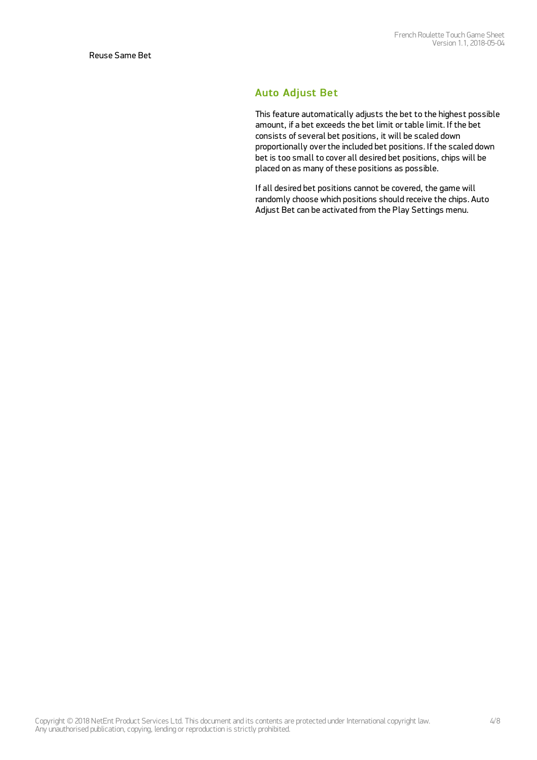Reuse Same Bet

## Auto Adjust Bet

This feature automatically adjusts the bet to the highest possible amount, if a bet exceeds the bet limit or table limit. If the bet consists of several bet positions, it will be scaled down proportionally over the included bet positions. If the scaled down bet is too small to cover all desired bet positions, chips will be placed on as many of these positions as possible.

If all desired bet positions cannot be covered, the game will randomly choose which positions should receive the chips. Auto Adjust Bet can be activated from the Play Settings menu.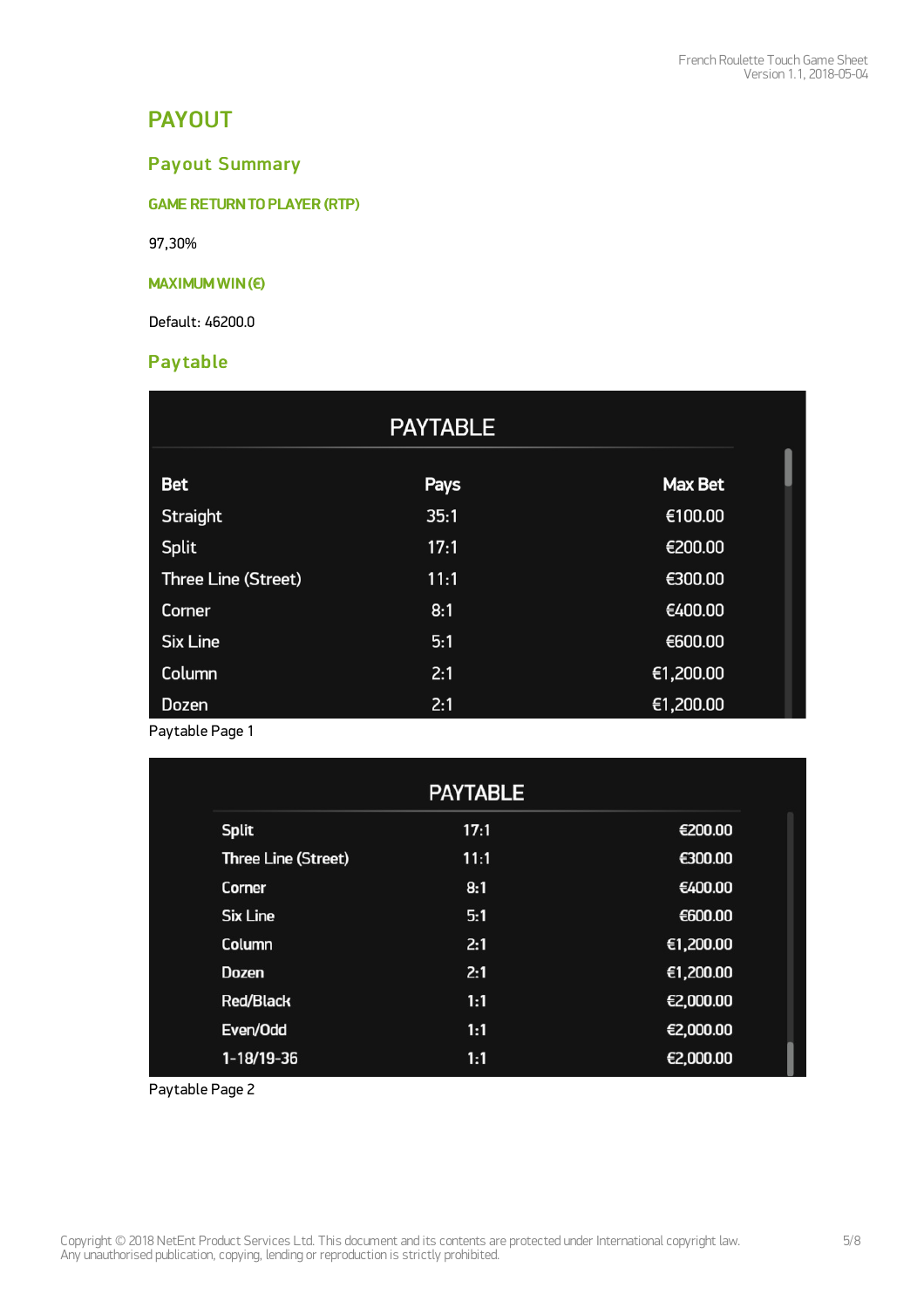# PAYOUT

## Payout Summary

### GAME RETURN TO PLAYER (RTP)

97,30%

### MAXIMUM WIN (€)

Default: 46200.0

## Paytable

| Bet | Pays | Max Bet |
|---|---|---|
| Straight | 35:1 | €100.00 |
| Split | 17:1 | €200.00 |
| Three Line (Street) | 11:1 | €300.00 |
| Corner | 8:1 | €400.00 |
| Six Line | 5:1 | €600.00 |
| Column | 2:1 | €1,200.00 |
| Dozen | 2:1 | €1,200.00 |

Paytable Page 1

| Bet | Pays | Max Bet |
|---|---|---|
| Split | 17:1 | €200.00 |
| Three Line (Street) | 11:1 | €300.00 |
| Corner | 8:1 | €400.00 |
| Six Line | 5:1 | €600.00 |
| Column | 2:1 | €1,200.00 |
| Dozen | 2:1 | €1,200.00 |
| Red/Black | 1:1 | €2,000.00 |
| Even/Odd | 1:1 | €2,000.00 |
| 1-18/19-36 | 1:1 | €2,000.00 |

Paytable Page 2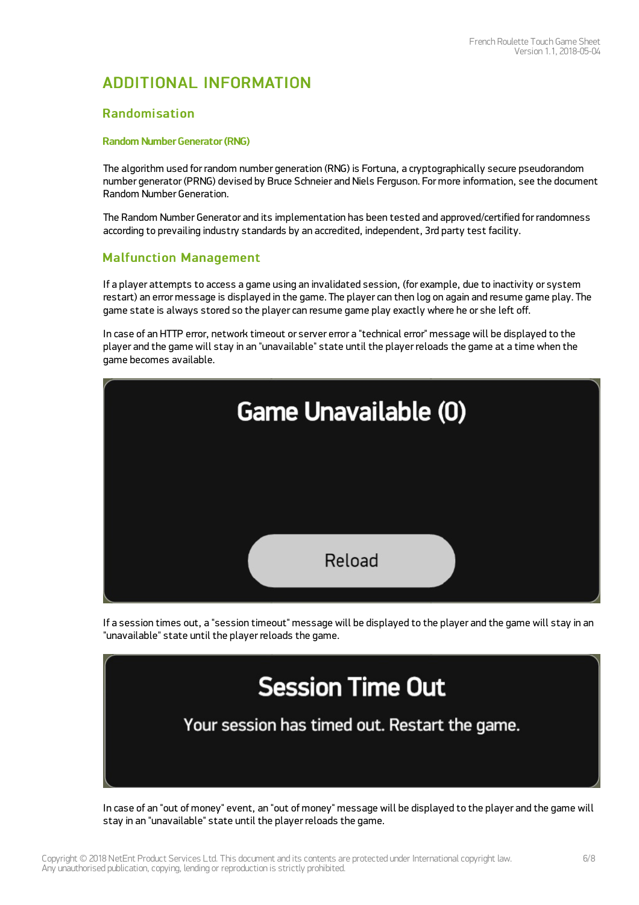# ADDITIONAL INFORMATION

## Randomisation

### Random Number Generator (RNG)

The algorithm used for random number generation (RNG) is Fortuna, a cryptographically secure pseudorandom number generator (PRNG) devised by Bruce Schneier and Niels Ferguson. For more information, see the document Random Number Generation.

The Random Number Generator and its implementation has been tested and approved/certified for randomness according to prevailing industry standards by an accredited, independent, 3rd party test facility.

## Malfunction Management

If a player attempts to access a game using an invalidated session, (for example, due to inactivity or system restart) an error message is displayed in the game. The player can then log on again and resume game play. The game state is always stored so the player can resume game play exactly where he or she left off.

In case of an HTTP error, network timeout or server error a "technical error" message will be displayed to the player and the game will stay in an "unavailable" state until the player reloads the game at a time when the game becomes available.

Game Unavailable (0)

Reload

If a session times out, a "session timeout" message will be displayed to the player and the game will stay in an "unavailable" state until the player reloads the game.

Session Time Out

Your session has timed out. Restart the game.

In case of an "out of money" event, an "out of money" message will be displayed to the player and the game will stay in an "unavailable" state until the player reloads the game.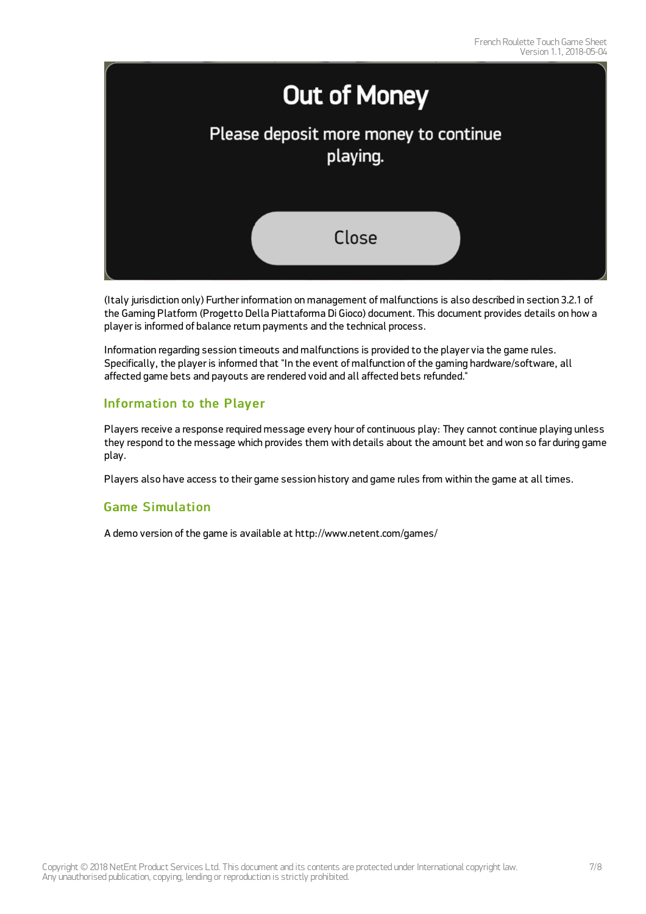Out of Money

Please deposit more money to continue playing.

Close

(Italy jurisdiction only) Further information on management of malfunctions is also described in section 3.2.1 of the Gaming Platform (Progetto Della Piattaforma Di Gioco) document. This document provides details on how a player is informed of balance return payments and the technical process.

Information regarding session timeouts and malfunctions is provided to the player via the game rules. Specifically, the player is informed that "In the event of malfunction of the gaming hardware/software, all affected game bets and payouts are rendered void and all affected bets refunded."

## Information to the Player

Players receive a response required message every hour of continuous play: They cannot continue playing unless they respond to the message which provides them with details about the amount bet and won so far during game play.

Players also have access to their game session history and game rules from within the game at all times.

## Game Simulation

A demo version of the game is available at http://www.netent.com/games/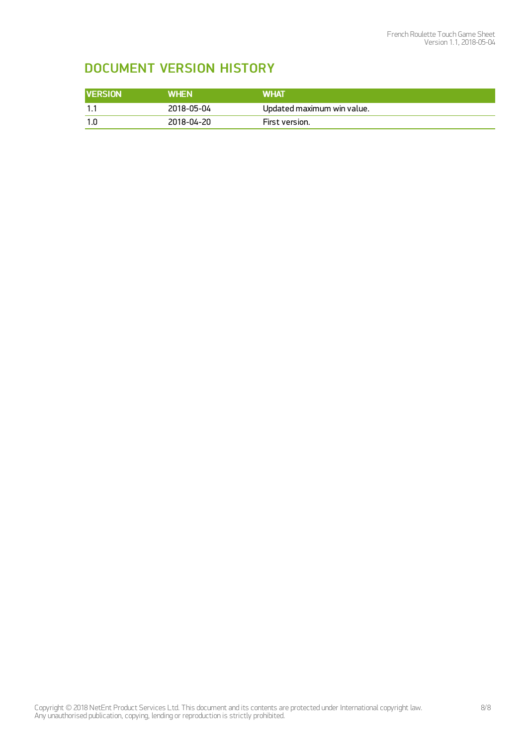## DOCUMENT VERSION HISTORY

| VERSION | WHEN | WHAT |
|---|---|---|
| 1.1 | 2018-05-04 | Updated maximum win value. |
| 1.0 | 2018-04-20 | First version. |

Copyright © 2018 NetEnt Product Services Ltd. This document and its contents are protected under International copyright law. Any unauthorised publication, copying, lending or reproduction is strictly prohibited.